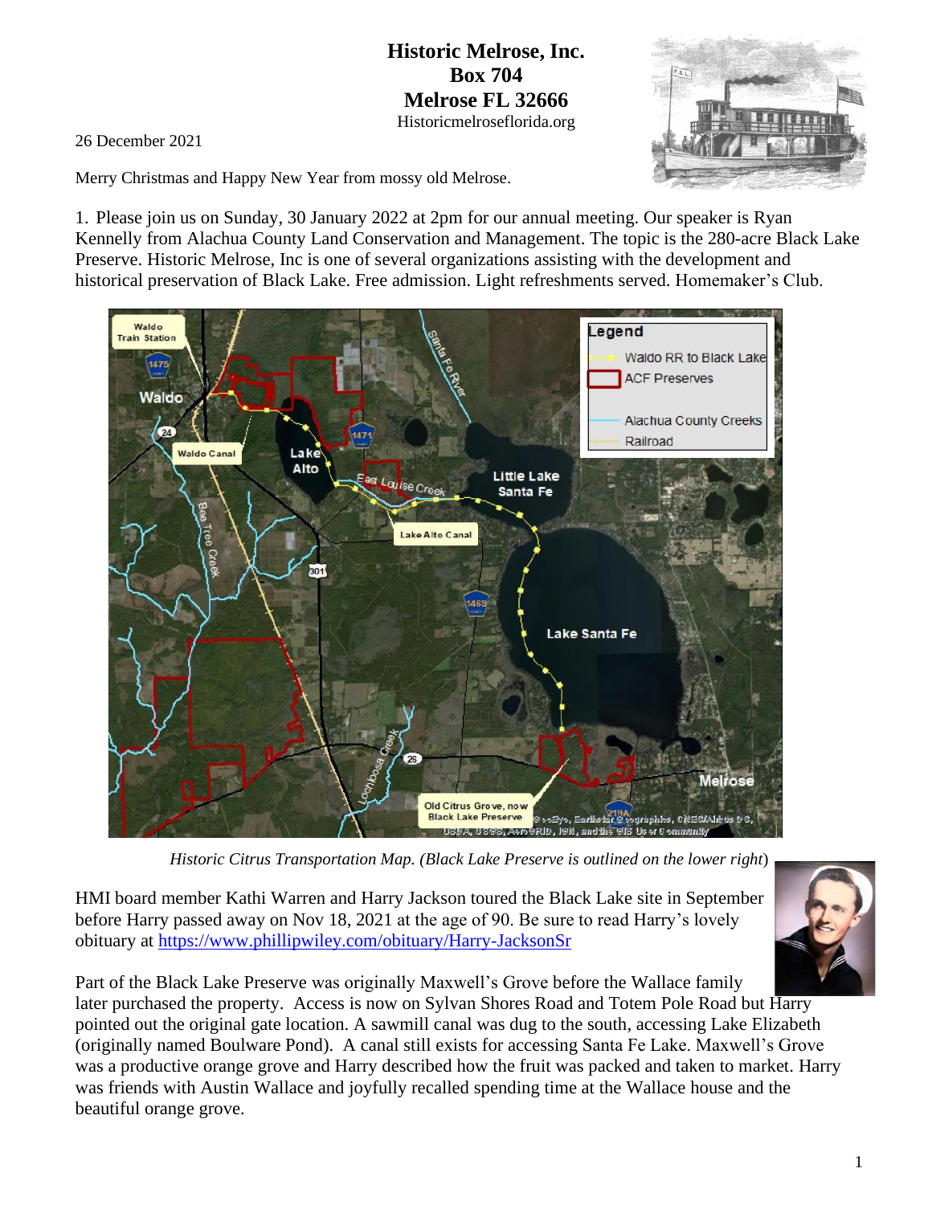**Historic Melrose, Inc.**
**Box 704**
**Melrose FL 32666**
Historicmelroseflorida.org

26 December 2021

Merry Christmas and Happy New Year from mossy old Melrose.

1. Please join us on Sunday, 30 January 2022 at 2pm for our annual meeting. Our speaker is Ryan Kennelly from Alachua County Land Conservation and Management. The topic is the 280-acre Black Lake Preserve. Historic Melrose, Inc is one of several organizations assisting with the development and historical preservation of Black Lake. Free admission. Light refreshments served. Homemaker's Club.

*Historic Citrus Transportation Map. (Black Lake Preserve is outlined on the lower right)*

HMI board member Kathi Warren and Harry Jackson toured the Black Lake site in September before Harry passed away on Nov 18, 2021 at the age of 90. Be sure to read Harry's lovely obituary at [https://www.phillipwiley.com/obituary/Harry-JacksonSr](https://www.phillipwiley.com/obituary/Harry-JacksonSr)

Part of the Black Lake Preserve was originally Maxwell's Grove before the Wallace family later purchased the property. Access is now on Sylvan Shores Road and Totem Pole Road but Harry pointed out the original gate location. A sawmill canal was dug to the south, accessing Lake Elizabeth (originally named Boulware Pond). A canal still exists for accessing Santa Fe Lake. Maxwell's Grove was a productive orange grove and Harry described how the fruit was packed and taken to market. Harry was friends with Austin Wallace and joyfully recalled spending time at the Wallace house and the beautiful orange grove.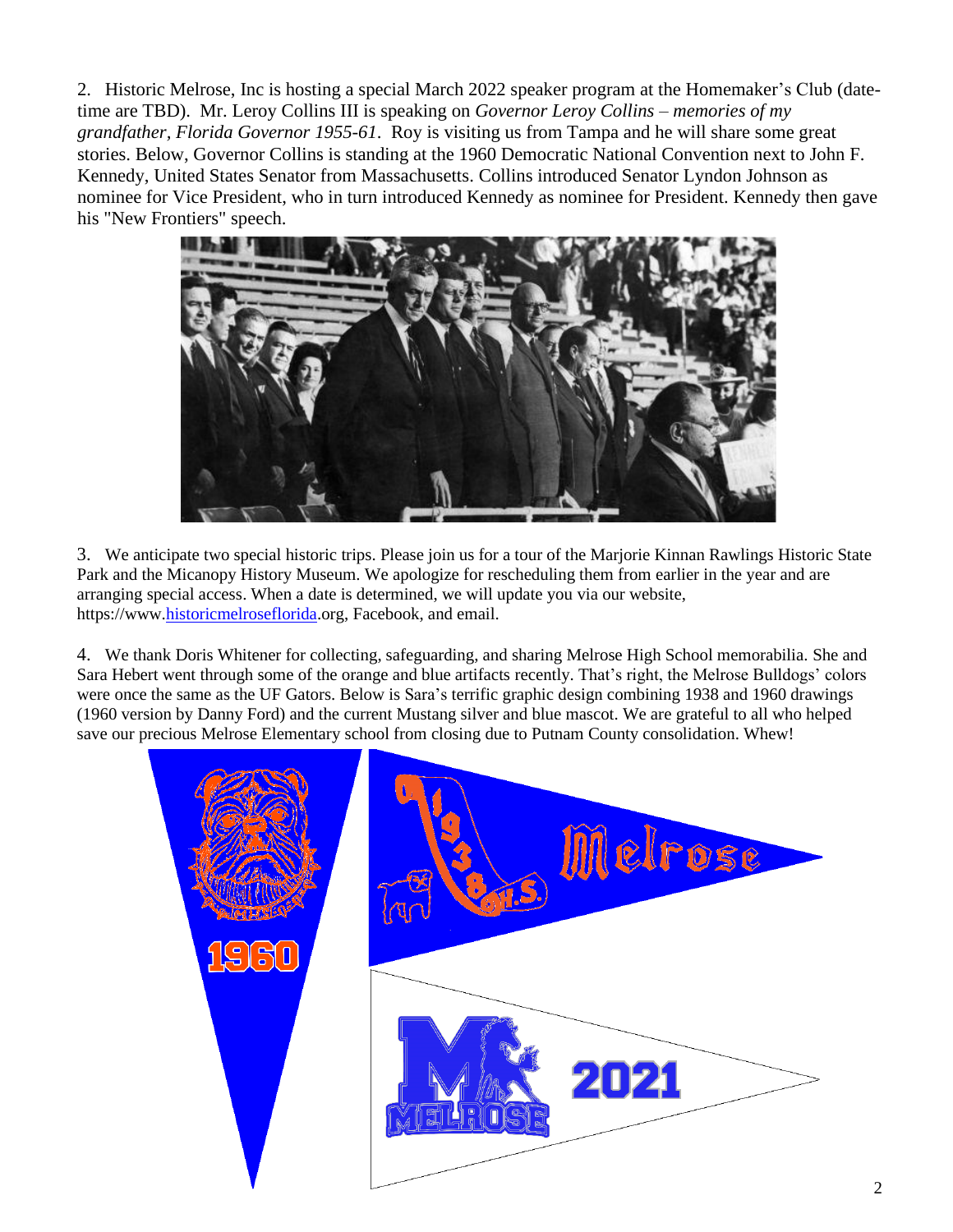2. Historic Melrose, Inc is hosting a special March 2022 speaker program at the Homemaker's Club (date-time are TBD). Mr. Leroy Collins III is speaking on *Governor Leroy Collins – memories of my grandfather, Florida Governor 1955-61*. Roy is visiting us from Tampa and he will share some great stories. Below, Governor Collins is standing at the 1960 Democratic National Convention next to John F. Kennedy, United States Senator from Massachusetts. Collins introduced Senator Lyndon Johnson as nominee for Vice President, who in turn introduced Kennedy as nominee for President. Kennedy then gave his "New Frontiers" speech.

3. We anticipate two special historic trips. Please join us for a tour of the Marjorie Kinnan Rawlings Historic State Park and the Micanopy History Museum. We apologize for rescheduling them from earlier in the year and are arranging special access. When a date is determined, we will update you via our website, https://www.historicmelroseflorida.org, Facebook, and email.

4. We thank Doris Whitener for collecting, safeguarding, and sharing Melrose High School memorabilia. She and Sara Hebert went through some of the orange and blue artifacts recently. That's right, the Melrose Bulldogs' colors were once the same as the UF Gators. Below is Sara's terrific graphic design combining 1938 and 1960 drawings (1960 version by Danny Ford) and the current Mustang silver and blue mascot. We are grateful to all who helped save our precious Melrose Elementary school from closing due to Putnam County consolidation. Whew!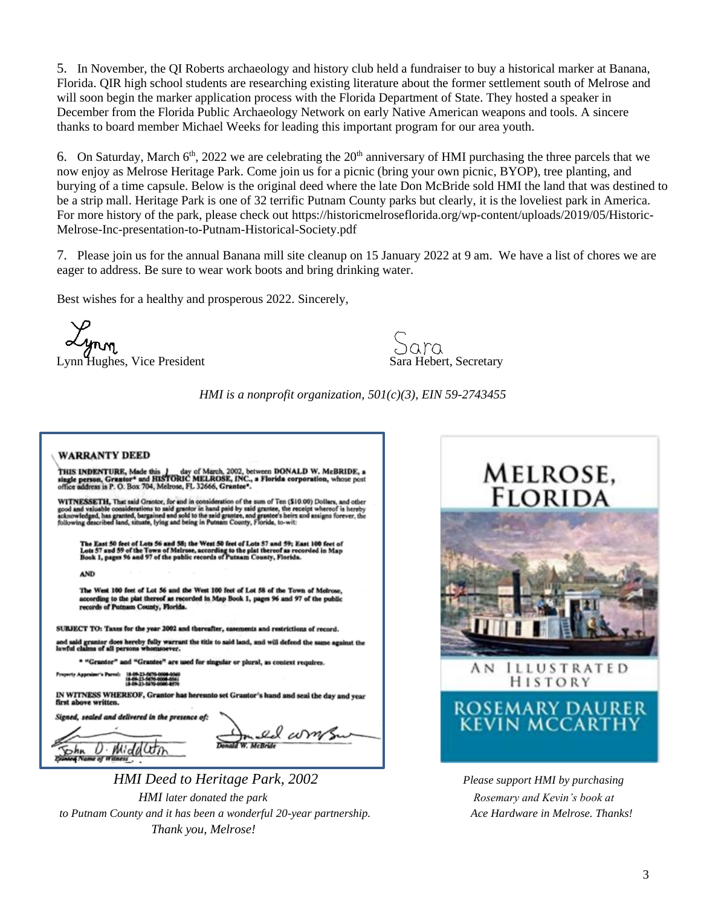5. In November, the QI Roberts archaeology and history club held a fundraiser to buy a historical marker at Banana, Florida. QIR high school students are researching existing literature about the former settlement south of Melrose and will soon begin the marker application process with the Florida Department of State. They hosted a speaker in December from the Florida Public Archaeology Network on early Native American weapons and tools. A sincere thanks to board member Michael Weeks for leading this important program for our area youth.

6. On Saturday, March 6th, 2022 we are celebrating the 20th anniversary of HMI purchasing the three parcels that we now enjoy as Melrose Heritage Park. Come join us for a picnic (bring your own picnic, BYOP), tree planting, and burying of a time capsule. Below is the original deed where the late Don McBride sold HMI the land that was destined to be a strip mall. Heritage Park is one of 32 terrific Putnam County parks but clearly, it is the loveliest park in America. For more history of the park, please check out https://historicmelroseflorida.org/wp-content/uploads/2019/05/Historic-Melrose-Inc-presentation-to-Putnam-Historical-Society.pdf

7. Please join us for the annual Banana mill site cleanup on 15 January 2022 at 9 am. We have a list of chores we are eager to address. Be sure to wear work boots and bring drinking water.

Best wishes for a healthy and prosperous 2022. Sincerely,

Lynn
Lynn Hughes, Vice President

Sara
Sara Hebert, Secretary

*HMI is a nonprofit organization, 501(c)(3), EIN 59-2743455*

**WARRANTY DEED**

**THIS INDENTURE,** Made this 1 day of March, 2002, between **DONALD W. McBRIDE, a single person, Grantor\*** and **HISTORIC MELROSE, INC., a Florida corporation,** whose post office address is P. O. Box 704, Melrose, FL 32666, **Grantee\*.**

**WITNESSETH,** That said Grantor, for and in consideration of the sum of Ten ($10.00) Dollars, and other good and valuable considerations to said grantor in hand paid by said grantee, the receipt whereof is hereby acknowledged, has granted, bargained and sold to the said grantee, and grantee's heirs and assigns forever, the following described land, situate, lying and being in Putnam County, Florida, to-wit:

**The East 50 feet of Lots 56 and 58; the West 50 feet of Lots 57 and 59; East 100 feet of Lots 57 and 59 of the Town of Melrose, according to the plat thereof as recorded in Map Book 1, pages 96 and 97 of the public records of Putnam County, Florida.**

**AND**

**The West 100 feet of Lot 56 and the West 100 feet of Lot 58 of the Town of Melrose, according to the plat thereof as recorded in Map Book 1, pages 96 and 97 of the public records of Putnam County, Florida.**

**SUBJECT TO: Taxes for the year 2002 and thereafter, easements and restrictions of record.**

**and said grantor does hereby fully warrant the title to said land, and will defend the same against the lawful claims of all persons whomsoever.**

**\* "Grantor" and "Grantee" are used for singular or plural, as context requires.**

Property Appraiser's Parcel: 18-09-23-5470-0000-0560
18-09-23-5470-0000-0561
18-09-23-5470-0000-0570

**IN WITNESS WHEREOF, Grantor has hereunto set Grantor's hand and seal the day and year first above written.**

*Signed, sealed and delivered in the presence of:*

John D. Middleton
*Printed Name of Witness*

Donald W. McBride

*HMI Deed to Heritage Park, 2002*

*HMI later donated the park to Putnam County and it has been a wonderful 20-year partnership. Thank you, Melrose!*

MELROSE, FLORIDA
AN ILLUSTRATED HISTORY
ROSEMARY DAURER
KEVIN MCCARTHY

*Please support HMI by purchasing Rosemary and Kevin's book at Ace Hardware in Melrose. Thanks!*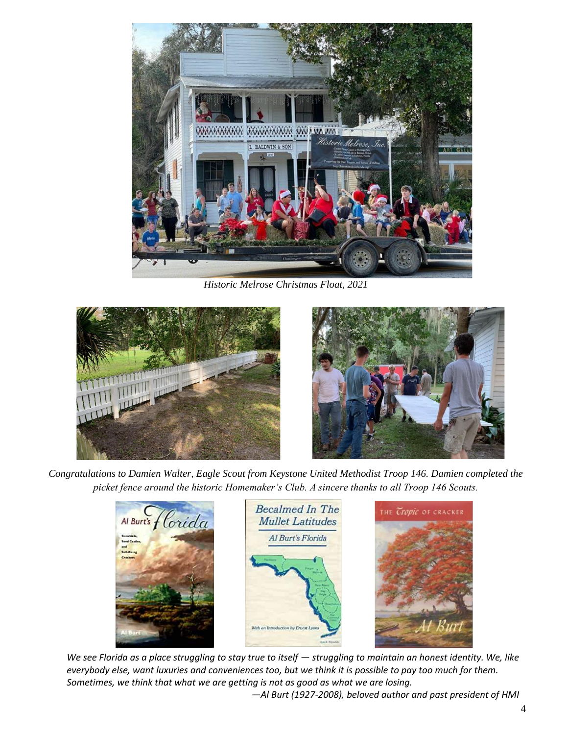*Historic Melrose Christmas Float, 2021*

*Congratulations to Damien Walter, Eagle Scout from Keystone United Methodist Troop 146. Damien completed the picket fence around the historic Homemaker's Club. A sincere thanks to all Troop 146 Scouts.*

*We see Florida as a place struggling to stay true to itself — struggling to maintain an honest identity. We, like everybody else, want luxuries and conveniences too, but we think it is possible to pay too much for them. Sometimes, we think that what we are getting is not as good as what we are losing.*

*—Al Burt (1927-2008), beloved author and past president of HMI*